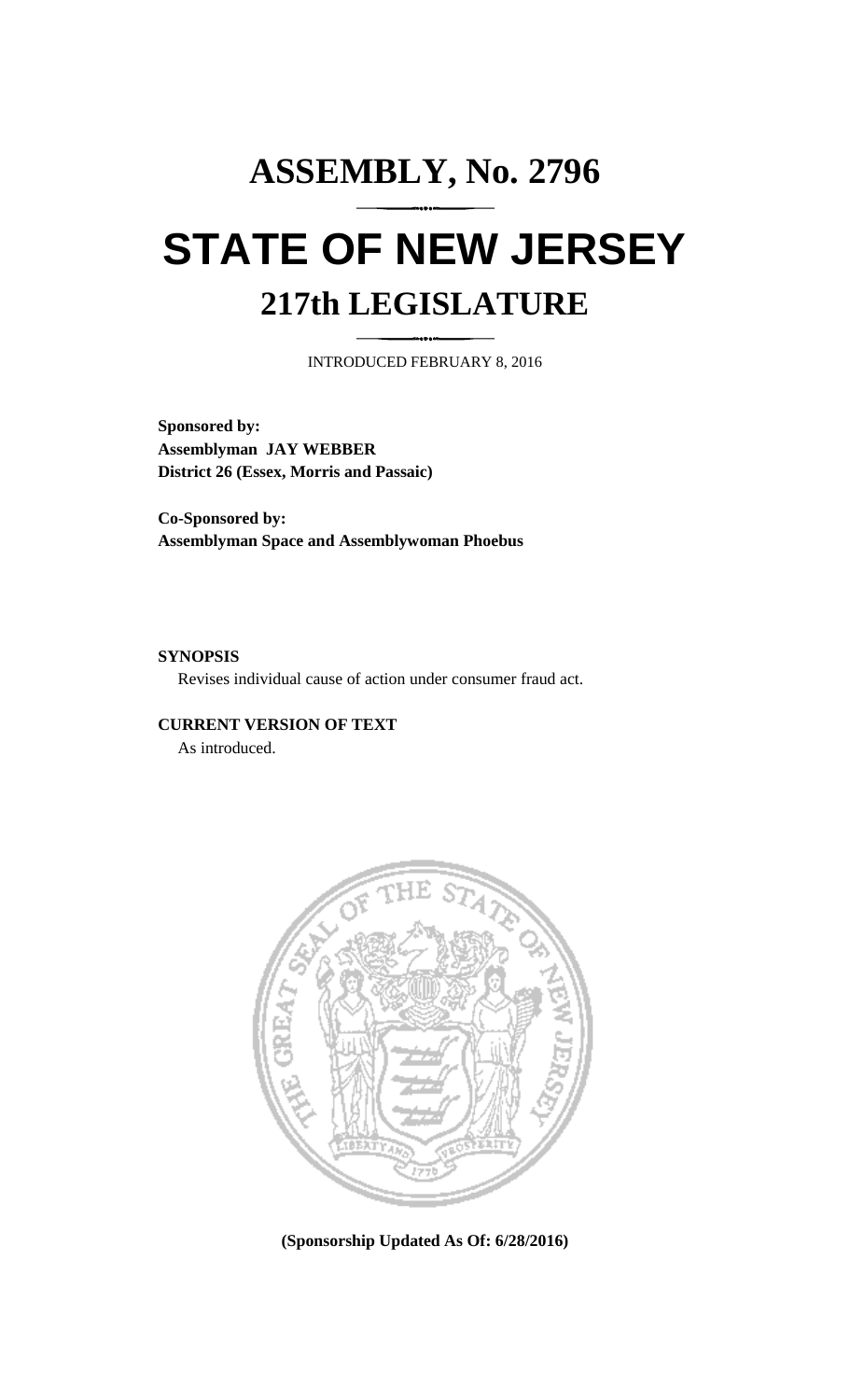# ASSEMBLY, No. 2796

# STATE OF NEW JERSEY

## 217th LEGISLATURE

INTRODUCED FEBRUARY 8, 2016

**Sponsored by:**
**Assemblyman JAY WEBBER**
**District 26 (Essex, Morris and Passaic)**

**Co-Sponsored by:**
**Assemblyman Space and Assemblywoman Phoebus**

**SYNOPSIS**

Revises individual cause of action under consumer fraud act.

**CURRENT VERSION OF TEXT**

As introduced.

**(Sponsorship Updated As Of: 6/28/2016)**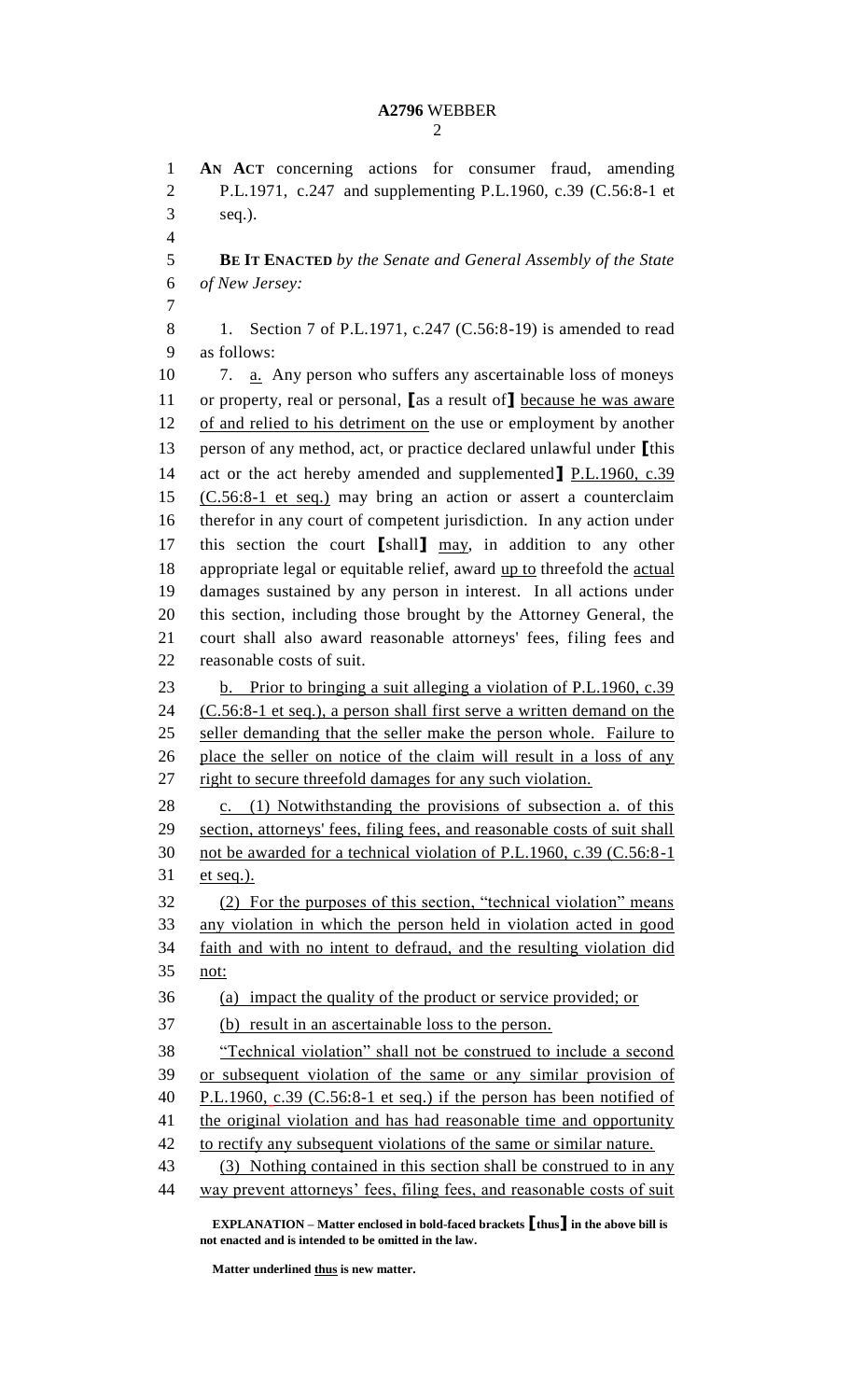AN ACT concerning actions for consumer fraud, amending P.L.1971, c.247 and supplementing P.L.1960, c.39 (C.56:8-1 et seq.).

**BE IT ENACTED** *by the Senate and General Assembly of the State of New Jersey:*

1. Section 7 of P.L.1971, c.247 (C.56:8-19) is amended to read as follows:

7. a. Any person who suffers any ascertainable loss of moneys or property, real or personal, **[**as a result of**]** because he was aware of and relied to his detriment on the use or employment by another person of any method, act, or practice declared unlawful under **[**this act or the act hereby amended and supplemented**]** P.L.1960, c.39 (C.56:8-1 et seq.) may bring an action or assert a counterclaim therefor in any court of competent jurisdiction. In any action under this section the court **[**shall**]** may, in addition to any other appropriate legal or equitable relief, award up to threefold the actual damages sustained by any person in interest. In all actions under this section, including those brought by the Attorney General, the court shall also award reasonable attorneys' fees, filing fees and reasonable costs of suit.

b. Prior to bringing a suit alleging a violation of P.L.1960, c.39 (C.56:8-1 et seq.), a person shall first serve a written demand on the seller demanding that the seller make the person whole. Failure to place the seller on notice of the claim will result in a loss of any right to secure threefold damages for any such violation.

c. (1) Notwithstanding the provisions of subsection a. of this section, attorneys' fees, filing fees, and reasonable costs of suit shall not be awarded for a technical violation of P.L.1960, c.39 (C.56:8-1 et seq.).

(2) For the purposes of this section, "technical violation" means any violation in which the person held in violation acted in good faith and with no intent to defraud, and the resulting violation did not:

(a) impact the quality of the product or service provided; or

(b) result in an ascertainable loss to the person.

"Technical violation" shall not be construed to include a second or subsequent violation of the same or any similar provision of P.L.1960, c.39 (C.56:8-1 et seq.) if the person has been notified of the original violation and has had reasonable time and opportunity to rectify any subsequent violations of the same or similar nature.

(3) Nothing contained in this section shall be construed to in any way prevent attorneys' fees, filing fees, and reasonable costs of suit

**EXPLANATION – Matter enclosed in bold-faced brackets [thus] in the above bill is not enacted and is intended to be omitted in the law.**

**Matter underlined thus is new matter.**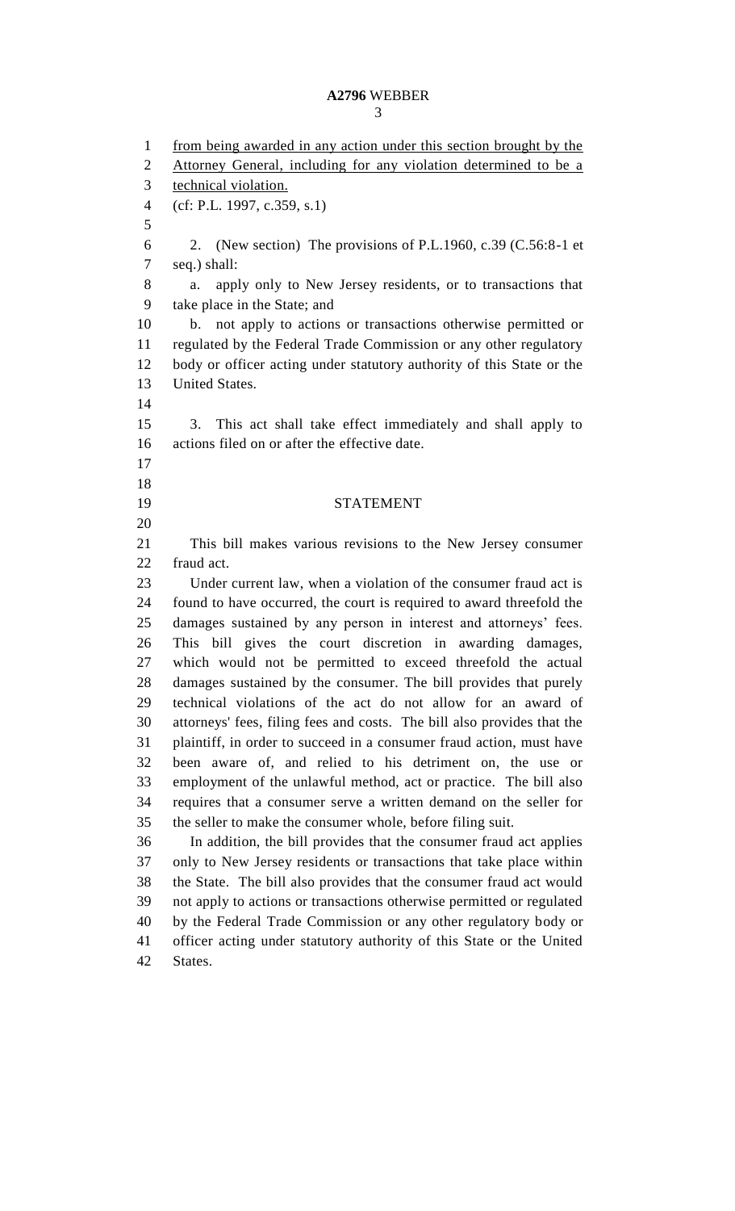<u>from being awarded in any action under this section brought by the Attorney General, including for any violation determined to be a technical violation.</u>

(cf: P.L. 1997, c.359, s.1)

2. (New section) The provisions of P.L.1960, c.39 (C.56:8-1 et seq.) shall:

a. apply only to New Jersey residents, or to transactions that take place in the State; and

b. not apply to actions or transactions otherwise permitted or regulated by the Federal Trade Commission or any other regulatory body or officer acting under statutory authority of this State or the United States.

3. This act shall take effect immediately and shall apply to actions filed on or after the effective date.

## STATEMENT

This bill makes various revisions to the New Jersey consumer fraud act.

Under current law, when a violation of the consumer fraud act is found to have occurred, the court is required to award threefold the damages sustained by any person in interest and attorneys' fees. This bill gives the court discretion in awarding damages, which would not be permitted to exceed threefold the actual damages sustained by the consumer. The bill provides that purely technical violations of the act do not allow for an award of attorneys' fees, filing fees and costs. The bill also provides that the plaintiff, in order to succeed in a consumer fraud action, must have been aware of, and relied to his detriment on, the use or employment of the unlawful method, act or practice. The bill also requires that a consumer serve a written demand on the seller for the seller to make the consumer whole, before filing suit.

In addition, the bill provides that the consumer fraud act applies only to New Jersey residents or transactions that take place within the State. The bill also provides that the consumer fraud act would not apply to actions or transactions otherwise permitted or regulated by the Federal Trade Commission or any other regulatory body or officer acting under statutory authority of this State or the United States.